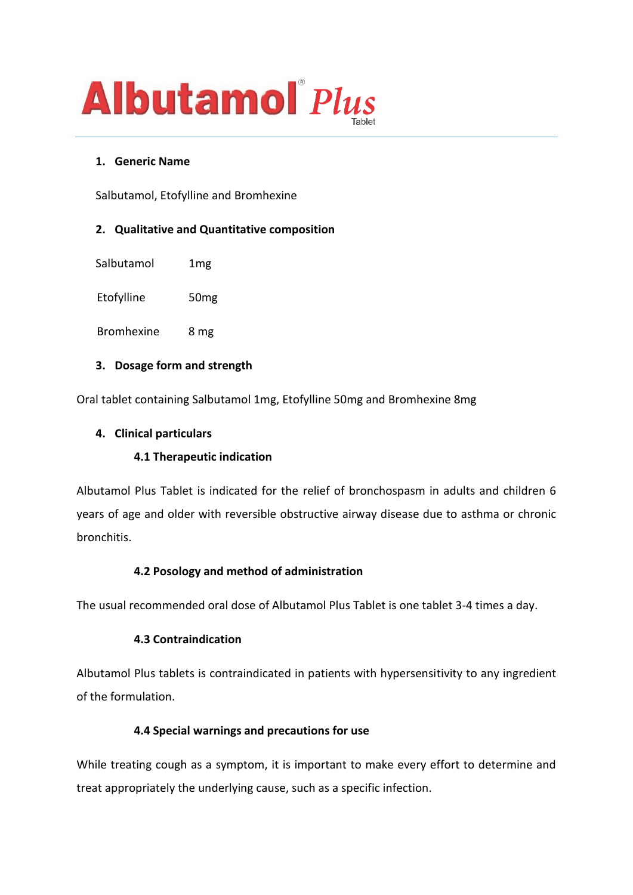# Albutamol® *Plus* Tablet

## 1. Generic Name

Salbutamol, Etofylline and Bromhexine

## 2. Qualitative and Quantitative composition

| | |
|---|---|
| Salbutamol | 1mg |
| Etofylline | 50mg |
| Bromhexine | 8 mg |

## 3. Dosage form and strength

Oral tablet containing Salbutamol 1mg, Etofylline 50mg and Bromhexine 8mg

## 4. Clinical particulars

### 4.1 Therapeutic indication

Albutamol Plus Tablet is indicated for the relief of bronchospasm in adults and children 6 years of age and older with reversible obstructive airway disease due to asthma or chronic bronchitis.

### 4.2 Posology and method of administration

The usual recommended oral dose of Albutamol Plus Tablet is one tablet 3-4 times a day.

### 4.3 Contraindication

Albutamol Plus tablets is contraindicated in patients with hypersensitivity to any ingredient of the formulation.

### 4.4 Special warnings and precautions for use

While treating cough as a symptom, it is important to make every effort to determine and treat appropriately the underlying cause, such as a specific infection.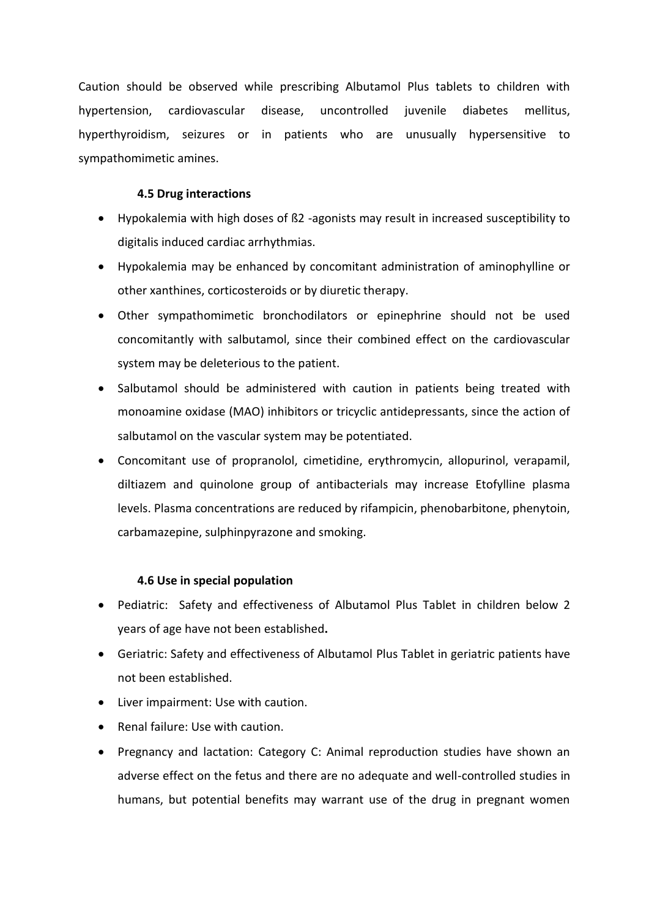Caution should be observed while prescribing Albutamol Plus tablets to children with hypertension, cardiovascular disease, uncontrolled juvenile diabetes mellitus, hyperthyroidism, seizures or in patients who are unusually hypersensitive to sympathomimetic amines.

### 4.5 Drug interactions

- Hypokalemia with high doses of ß2 -agonists may result in increased susceptibility to digitalis induced cardiac arrhythmias.
- Hypokalemia may be enhanced by concomitant administration of aminophylline or other xanthines, corticosteroids or by diuretic therapy.
- Other sympathomimetic bronchodilators or epinephrine should not be used concomitantly with salbutamol, since their combined effect on the cardiovascular system may be deleterious to the patient.
- Salbutamol should be administered with caution in patients being treated with monoamine oxidase (MAO) inhibitors or tricyclic antidepressants, since the action of salbutamol on the vascular system may be potentiated.
- Concomitant use of propranolol, cimetidine, erythromycin, allopurinol, verapamil, diltiazem and quinolone group of antibacterials may increase Etofylline plasma levels. Plasma concentrations are reduced by rifampicin, phenobarbitone, phenytoin, carbamazepine, sulphinpyrazone and smoking.

### 4.6 Use in special population

- Pediatric: Safety and effectiveness of Albutamol Plus Tablet in children below 2 years of age have not been established**.**
- Geriatric: Safety and effectiveness of Albutamol Plus Tablet in geriatric patients have not been established.
- Liver impairment: Use with caution.
- Renal failure: Use with caution.
- Pregnancy and lactation: Category C: Animal reproduction studies have shown an adverse effect on the fetus and there are no adequate and well-controlled studies in humans, but potential benefits may warrant use of the drug in pregnant women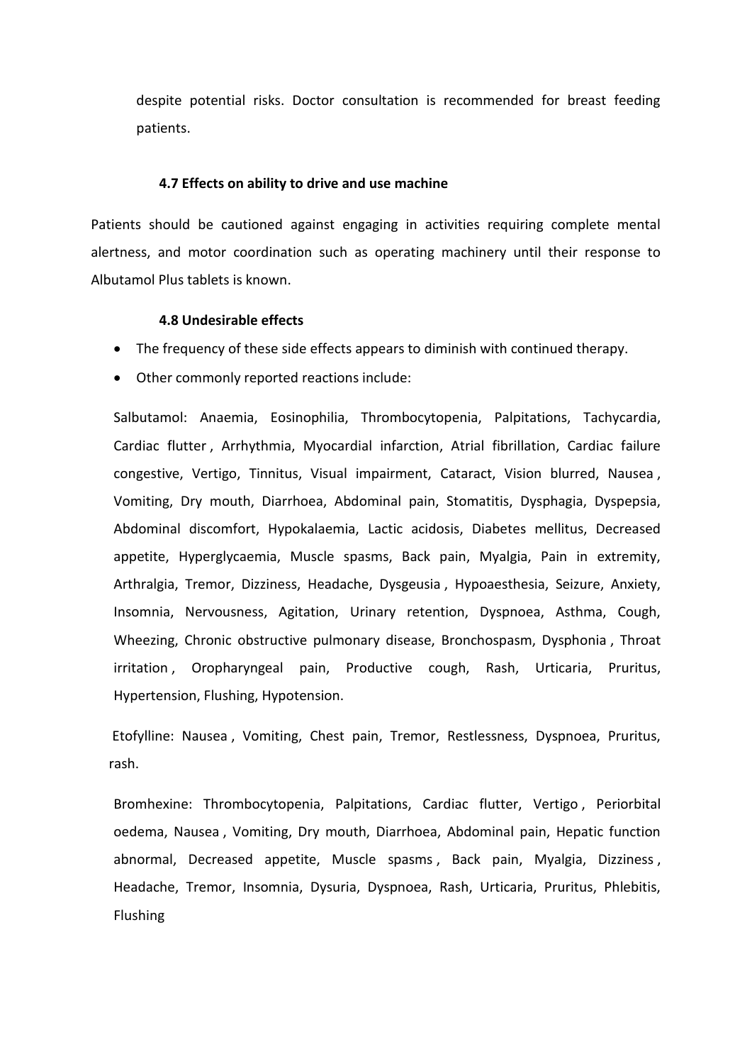despite potential risks. Doctor consultation is recommended for breast feeding patients.

### 4.7 Effects on ability to drive and use machine

Patients should be cautioned against engaging in activities requiring complete mental alertness, and motor coordination such as operating machinery until their response to Albutamol Plus tablets is known.

### 4.8 Undesirable effects

- The frequency of these side effects appears to diminish with continued therapy.
- Other commonly reported reactions include:

Salbutamol: Anaemia, Eosinophilia, Thrombocytopenia, Palpitations, Tachycardia, Cardiac flutter , Arrhythmia, Myocardial infarction, Atrial fibrillation, Cardiac failure congestive, Vertigo, Tinnitus, Visual impairment, Cataract, Vision blurred, Nausea , Vomiting, Dry mouth, Diarrhoea, Abdominal pain, Stomatitis, Dysphagia, Dyspepsia, Abdominal discomfort, Hypokalaemia, Lactic acidosis, Diabetes mellitus, Decreased appetite, Hyperglycaemia, Muscle spasms, Back pain, Myalgia, Pain in extremity, Arthralgia, Tremor, Dizziness, Headache, Dysgeusia , Hypoaesthesia, Seizure, Anxiety, Insomnia, Nervousness, Agitation, Urinary retention, Dyspnoea, Asthma, Cough, Wheezing, Chronic obstructive pulmonary disease, Bronchospasm, Dysphonia , Throat irritation , Oropharyngeal pain, Productive cough, Rash, Urticaria, Pruritus, Hypertension, Flushing, Hypotension.

Etofylline: Nausea , Vomiting, Chest pain, Tremor, Restlessness, Dyspnoea, Pruritus, rash.

Bromhexine: Thrombocytopenia, Palpitations, Cardiac flutter, Vertigo , Periorbital oedema, Nausea , Vomiting, Dry mouth, Diarrhoea, Abdominal pain, Hepatic function abnormal, Decreased appetite, Muscle spasms , Back pain, Myalgia, Dizziness , Headache, Tremor, Insomnia, Dysuria, Dyspnoea, Rash, Urticaria, Pruritus, Phlebitis, Flushing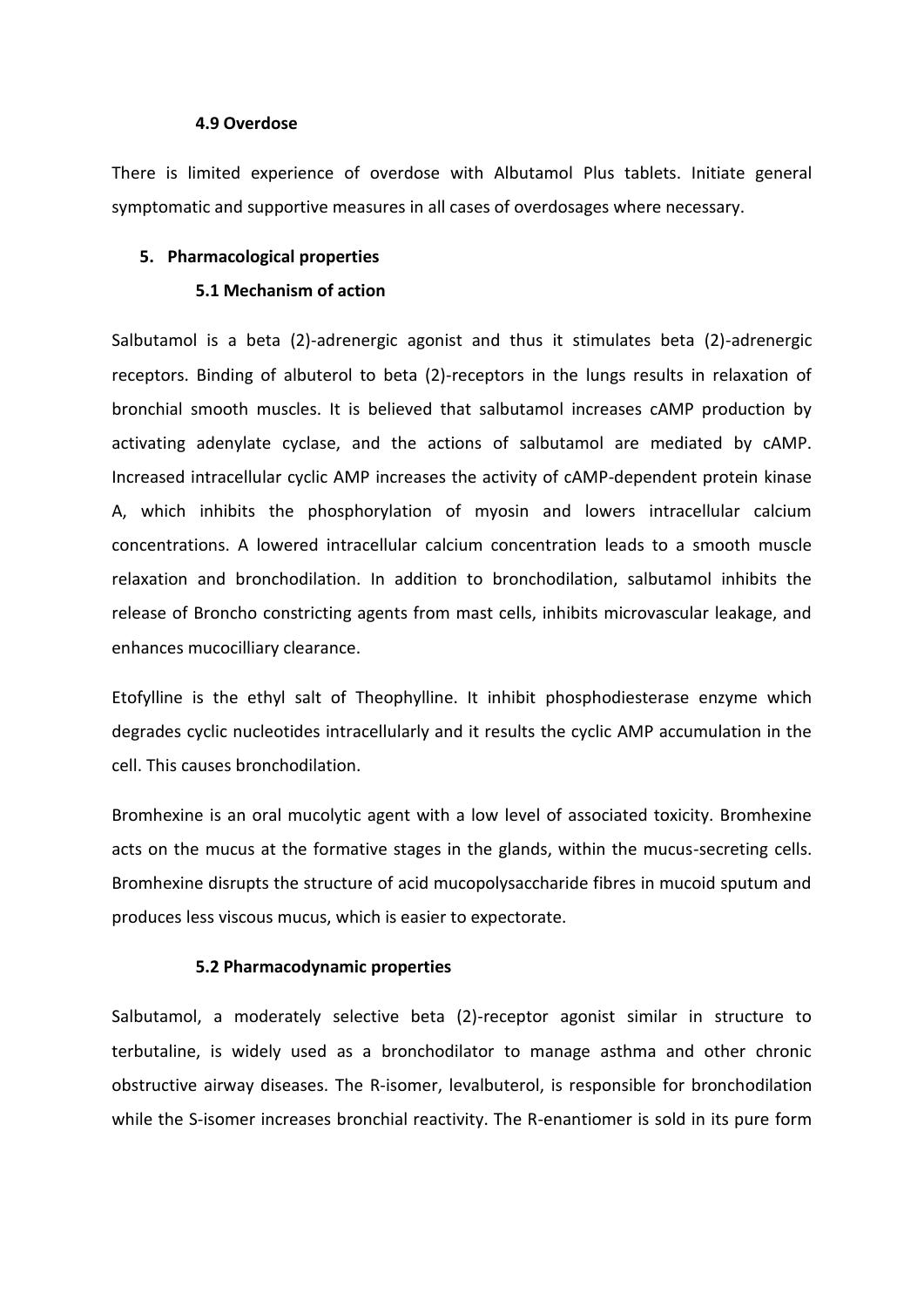### 4.9 Overdose

There is limited experience of overdose with Albutamol Plus tablets. Initiate general symptomatic and supportive measures in all cases of overdosages where necessary.

## 5. Pharmacological properties

### 5.1 Mechanism of action

Salbutamol is a beta (2)-adrenergic agonist and thus it stimulates beta (2)-adrenergic receptors. Binding of albuterol to beta (2)-receptors in the lungs results in relaxation of bronchial smooth muscles. It is believed that salbutamol increases cAMP production by activating adenylate cyclase, and the actions of salbutamol are mediated by cAMP. Increased intracellular cyclic AMP increases the activity of cAMP-dependent protein kinase A, which inhibits the phosphorylation of myosin and lowers intracellular calcium concentrations. A lowered intracellular calcium concentration leads to a smooth muscle relaxation and bronchodilation. In addition to bronchodilation, salbutamol inhibits the release of Broncho constricting agents from mast cells, inhibits microvascular leakage, and enhances mucocilliary clearance.

Etofylline is the ethyl salt of Theophylline. It inhibit phosphodiesterase enzyme which degrades cyclic nucleotides intracellularly and it results the cyclic AMP accumulation in the cell. This causes bronchodilation.

Bromhexine is an oral mucolytic agent with a low level of associated toxicity. Bromhexine acts on the mucus at the formative stages in the glands, within the mucus-secreting cells. Bromhexine disrupts the structure of acid mucopolysaccharide fibres in mucoid sputum and produces less viscous mucus, which is easier to expectorate.

### 5.2 Pharmacodynamic properties

Salbutamol, a moderately selective beta (2)-receptor agonist similar in structure to terbutaline, is widely used as a bronchodilator to manage asthma and other chronic obstructive airway diseases. The R-isomer, levalbuterol, is responsible for bronchodilation while the S-isomer increases bronchial reactivity. The R-enantiomer is sold in its pure form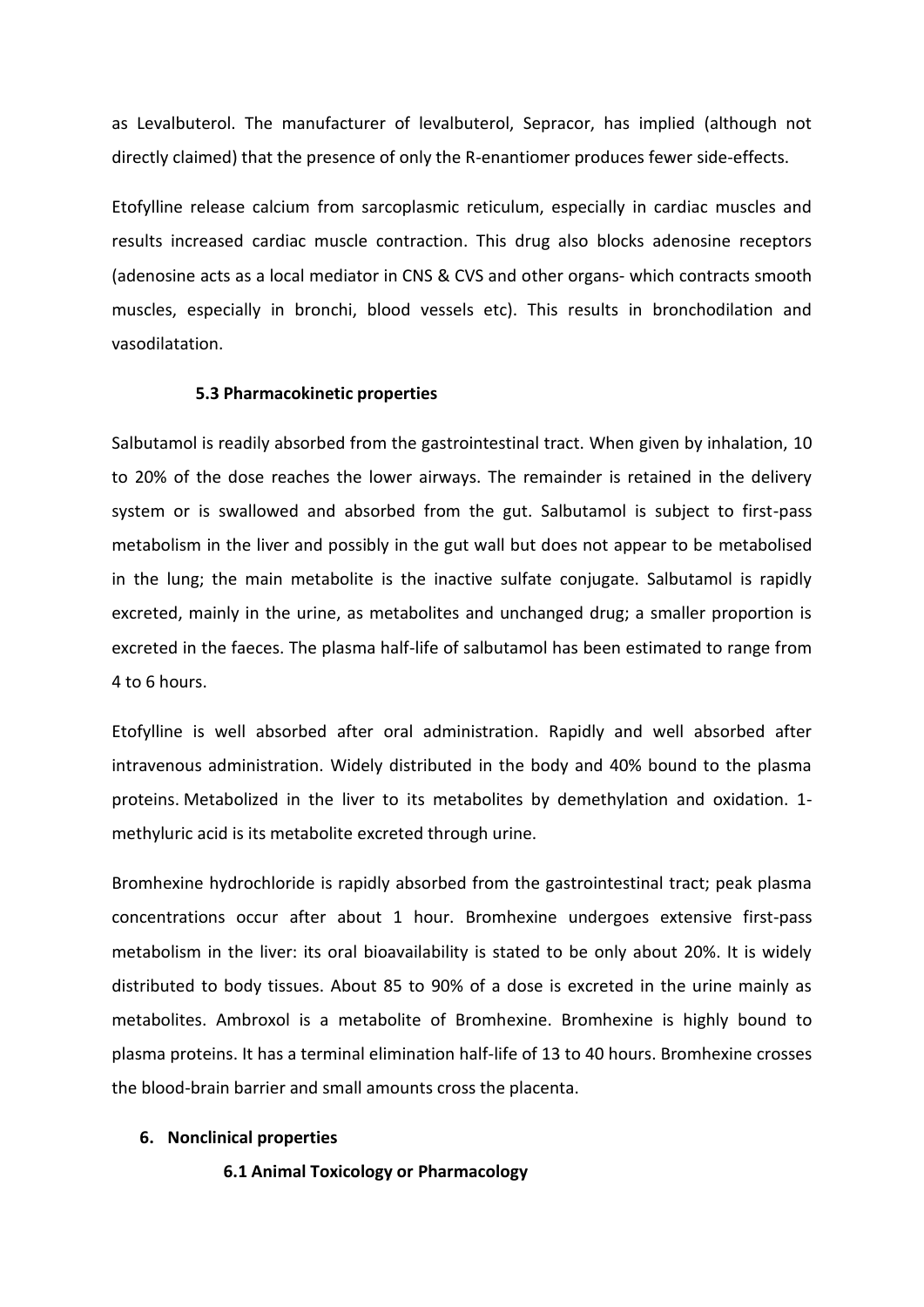as Levalbuterol. The manufacturer of levalbuterol, Sepracor, has implied (although not directly claimed) that the presence of only the R-enantiomer produces fewer side-effects.

Etofylline release calcium from sarcoplasmic reticulum, especially in cardiac muscles and results increased cardiac muscle contraction. This drug also blocks adenosine receptors (adenosine acts as a local mediator in CNS & CVS and other organs- which contracts smooth muscles, especially in bronchi, blood vessels etc). This results in bronchodilation and vasodilatation.

### 5.3 Pharmacokinetic properties

Salbutamol is readily absorbed from the gastrointestinal tract. When given by inhalation, 10 to 20% of the dose reaches the lower airways. The remainder is retained in the delivery system or is swallowed and absorbed from the gut. Salbutamol is subject to first-pass metabolism in the liver and possibly in the gut wall but does not appear to be metabolised in the lung; the main metabolite is the inactive sulfate conjugate. Salbutamol is rapidly excreted, mainly in the urine, as metabolites and unchanged drug; a smaller proportion is excreted in the faeces. The plasma half-life of salbutamol has been estimated to range from 4 to 6 hours.

Etofylline is well absorbed after oral administration. Rapidly and well absorbed after intravenous administration. Widely distributed in the body and 40% bound to the plasma proteins. Metabolized in the liver to its metabolites by demethylation and oxidation. 1-methyluric acid is its metabolite excreted through urine.

Bromhexine hydrochloride is rapidly absorbed from the gastrointestinal tract; peak plasma concentrations occur after about 1 hour. Bromhexine undergoes extensive first-pass metabolism in the liver: its oral bioavailability is stated to be only about 20%. It is widely distributed to body tissues. About 85 to 90% of a dose is excreted in the urine mainly as metabolites. Ambroxol is a metabolite of Bromhexine. Bromhexine is highly bound to plasma proteins. It has a terminal elimination half-life of 13 to 40 hours. Bromhexine crosses the blood-brain barrier and small amounts cross the placenta.

## 6. Nonclinical properties

### 6.1 Animal Toxicology or Pharmacology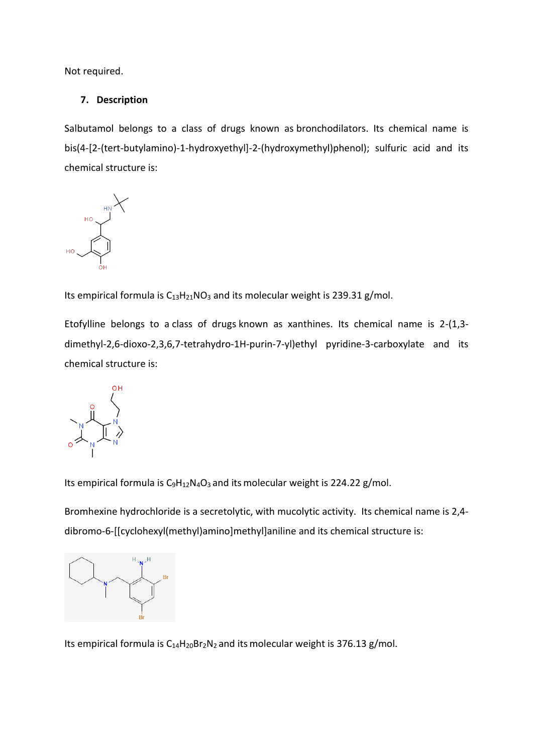Not required.

## 7. Description

Salbutamol belongs to a class of drugs known as bronchodilators. Its chemical name is bis(4-[2-(tert-butylamino)-1-hydroxyethyl]-2-(hydroxymethyl)phenol); sulfuric acid and its chemical structure is:

Its empirical formula is $C_{13}H_{21}NO_3$ and its molecular weight is 239.31 g/mol.

Etofylline belongs to a class of drugs known as xanthines. Its chemical name is 2-(1,3-dimethyl-2,6-dioxo-2,3,6,7-tetrahydro-1H-purin-7-yl)ethyl pyridine-3-carboxylate and its chemical structure is:

Its empirical formula is $C_9H_{12}N_4O_3$ and its molecular weight is 224.22 g/mol.

Bromhexine hydrochloride is a secretolytic, with mucolytic activity. Its chemical name is 2,4-dibromo-6-[[cyclohexyl(methyl)amino]methyl]aniline and its chemical structure is:

Its empirical formula is $C_{14}H_{20}Br_2N_2$ and its molecular weight is 376.13 g/mol.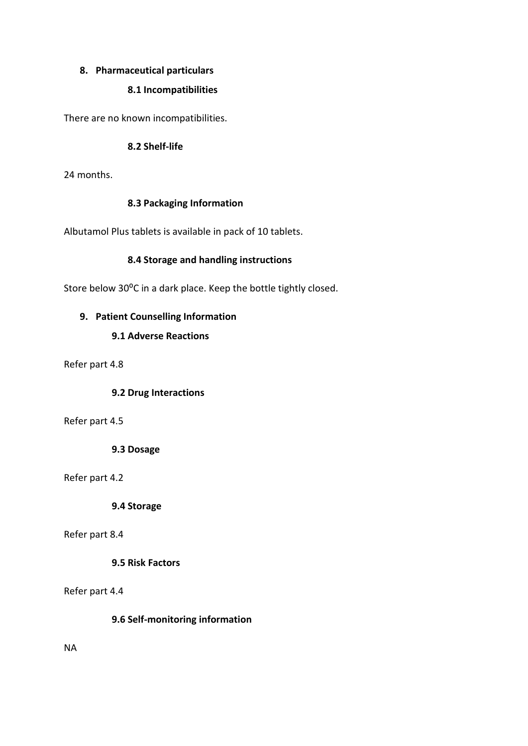## 8. Pharmaceutical particulars

### 8.1 Incompatibilities

There are no known incompatibilities.

### 8.2 Shelf-life

24 months.

### 8.3 Packaging Information

Albutamol Plus tablets is available in pack of 10 tablets.

### 8.4 Storage and handling instructions

Store below 30$^{0}$C in a dark place. Keep the bottle tightly closed.

## 9. Patient Counselling Information

### 9.1 Adverse Reactions

Refer part 4.8

### 9.2 Drug Interactions

Refer part 4.5

### 9.3 Dosage

Refer part 4.2

### 9.4 Storage

Refer part 8.4

### 9.5 Risk Factors

Refer part 4.4

### 9.6 Self-monitoring information

NA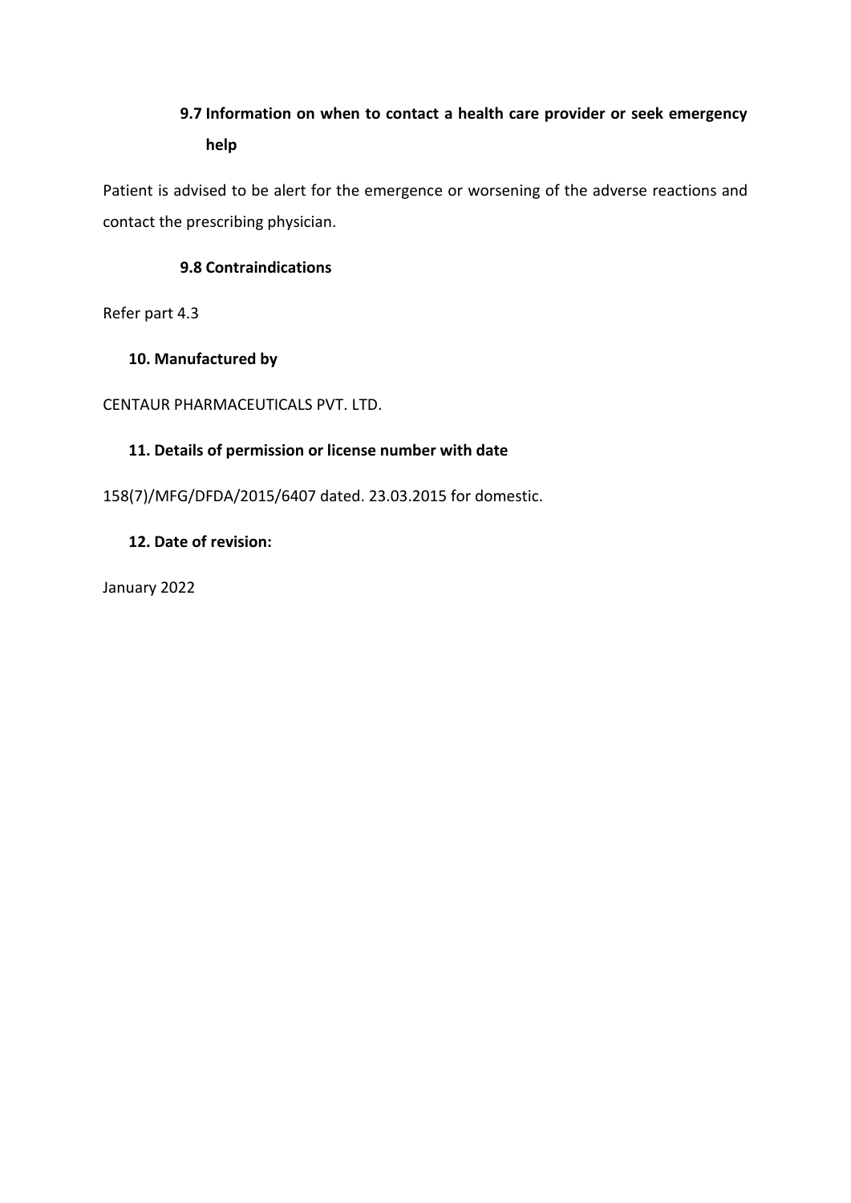### 9.7 Information on when to contact a health care provider or seek emergency help

Patient is advised to be alert for the emergence or worsening of the adverse reactions and contact the prescribing physician.

### 9.8 Contraindications

Refer part 4.3

## 10. Manufactured by

CENTAUR PHARMACEUTICALS PVT. LTD.

## 11. Details of permission or license number with date

158(7)/MFG/DFDA/2015/6407 dated. 23.03.2015 for domestic.

## 12. Date of revision:

January 2022